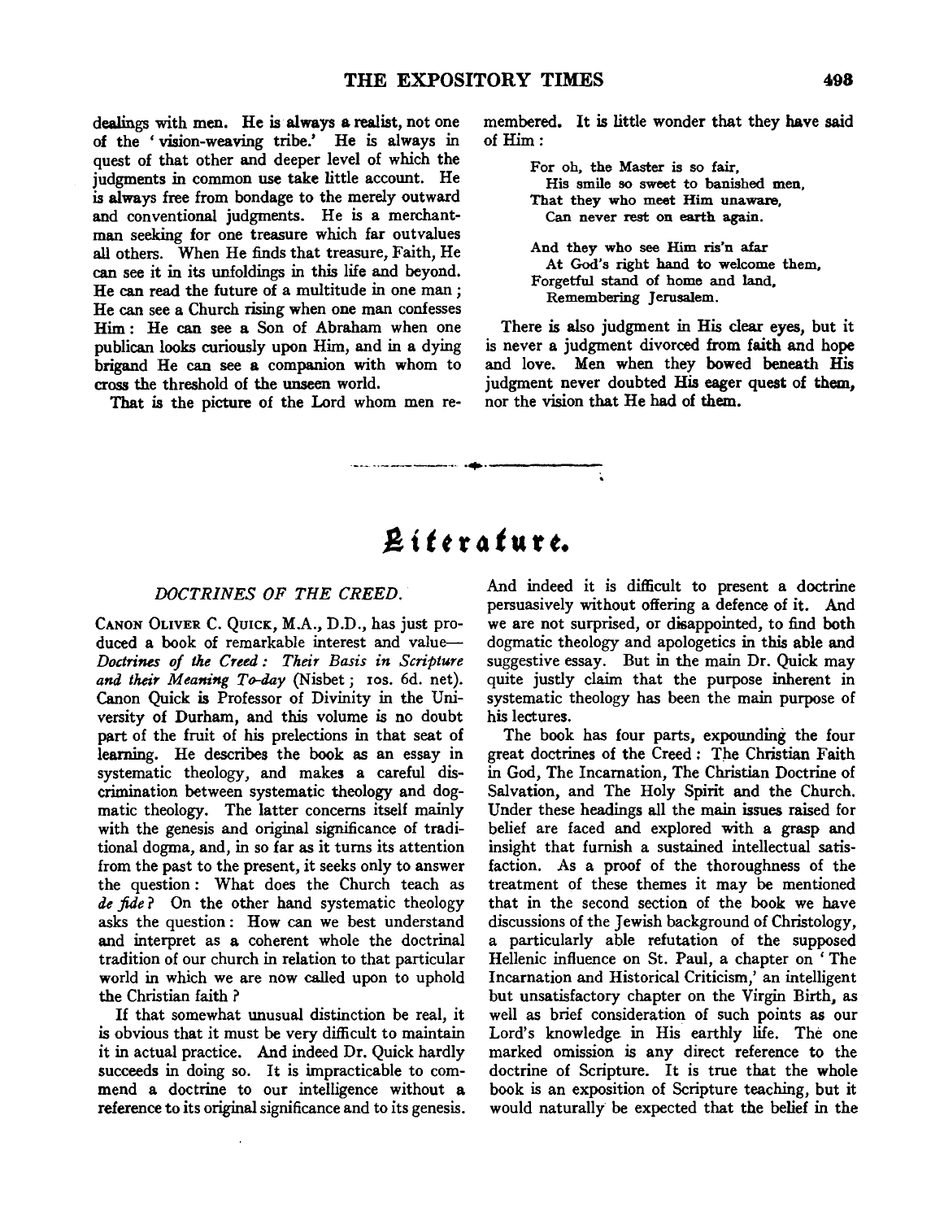dealings with men. He is always a realist, not one of the 'vision-weaving tribe.' He is always in quest of that other and deeper level of which the judgments in common use take little account. He is always free from bondage to the merely outward and conventional judgments. He is a merchantman seeking for one treasure which far outvalues all others. When He finds that treasure, Faith, He can see it in its unfoldings in this life and beyond. He can read the future of a multitude in one man; He can see a Church rising when one man confesses Him: He can see a Son of Abraham when one publican looks curiously upon Him, and in a dying brigand He can see a companion with whom to cross the threshold of the unseen world.

That is the picture of the Lord whom men remembered. It is little wonder that they have said of Him:

> For oh, the Master is so fair,
> His smile so sweet to banished men,
> That they who meet Him unaware,
> Can never rest on earth again.
>
> And they who see Him ris'n afar
> At God's right hand to welcome them,
> Forgetful stand of home and land,
> Remembering Jerusalem.

There is also judgment in His clear eyes, but it is never a judgment divorced from faith and hope and love. Men when they bowed beneath His judgment never doubted His eager quest of them, nor the vision that He had of them.

# Literature.

## *DOCTRINES OF THE CREED.*

CANON OLIVER C. QUICK, M.A., D.D., has just produced a book of remarkable interest and value—*Doctrines of the Creed: Their Basis in Scripture and their Meaning To-day* (Nisbet; 10s. 6d. net). Canon Quick is Professor of Divinity in the University of Durham, and this volume is no doubt part of the fruit of his prelections in that seat of learning. He describes the book as an essay in systematic theology, and makes a careful discrimination between systematic theology and dogmatic theology. The latter concerns itself mainly with the genesis and original significance of traditional dogma, and, in so far as it turns its attention from the past to the present, it seeks only to answer the question: What does the Church teach as *de fide*? On the other hand systematic theology asks the question: How can we best understand and interpret as a coherent whole the doctrinal tradition of our church in relation to that particular world in which we are now called upon to uphold the Christian faith?

If that somewhat unusual distinction be real, it is obvious that it must be very difficult to maintain it in actual practice. And indeed Dr. Quick hardly succeeds in doing so. It is impracticable to commend a doctrine to our intelligence without a reference to its original significance and to its genesis. And indeed it is difficult to present a doctrine persuasively without offering a defence of it. And we are not surprised, or disappointed, to find both dogmatic theology and apologetics in this able and suggestive essay. But in the main Dr. Quick may quite justly claim that the purpose inherent in systematic theology has been the main purpose of his lectures.

The book has four parts, expounding the four great doctrines of the Creed: The Christian Faith in God, The Incarnation, The Christian Doctrine of Salvation, and The Holy Spirit and the Church. Under these headings all the main issues raised for belief are faced and explored with a grasp and insight that furnish a sustained intellectual satisfaction. As a proof of the thoroughness of the treatment of these themes it may be mentioned that in the second section of the book we have discussions of the Jewish background of Christology, a particularly able refutation of the supposed Hellenic influence on St. Paul, a chapter on 'The Incarnation and Historical Criticism,' an intelligent but unsatisfactory chapter on the Virgin Birth, as well as brief consideration of such points as our Lord's knowledge in His earthly life. The one marked omission is any direct reference to the doctrine of Scripture. It is true that the whole book is an exposition of Scripture teaching, but it would naturally be expected that the belief in the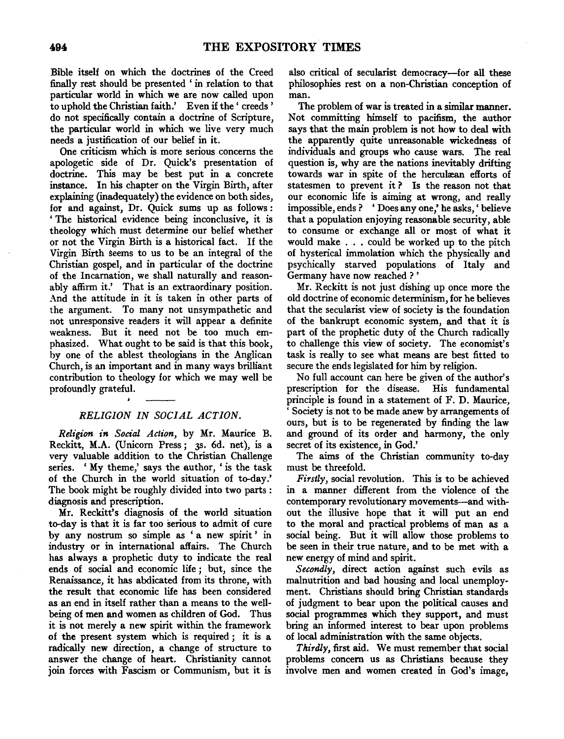Bible itself on which the doctrines of the Creed finally rest should be presented 'in relation to that particular world in which we are now called upon to uphold the Christian faith.' Even if the 'creeds' do not specifically contain a doctrine of Scripture, the particular world in which we live very much needs a justification of our belief in it.

One criticism which is more serious concerns the apologetic side of Dr. Quick's presentation of doctrine. This may be best put in a concrete instance. In his chapter on the Virgin Birth, after explaining (inadequately) the evidence on both sides, for and against, Dr. Quick sums up as follows: 'The historical evidence being inconclusive, it is theology which must determine our belief whether or not the Virgin Birth is a historical fact. If the Virgin Birth seems to us to be an integral of the Christian gospel, and in particular of the doctrine of the Incarnation, we shall naturally and reasonably affirm it.' That is an extraordinary position. And the attitude in it is taken in other parts of the argument. To many not unsympathetic and not unresponsive readers it will appear a definite weakness. But it need not be too much emphasized. What ought to be said is that this book, by one of the ablest theologians in the Anglican Church, is an important and in many ways brilliant contribution to theology for which we may well be profoundly grateful.

## *RELIGION IN SOCIAL ACTION.*

*Religion in Social Action*, by Mr. Maurice B. Reckitt, M.A. (Unicorn Press; 3s. 6d. net), is a very valuable addition to the Christian Challenge series. 'My theme,' says the author, 'is the task of the Church in the world situation of to-day.' The book might be roughly divided into two parts: diagnosis and prescription.

Mr. Reckitt's diagnosis of the world situation to-day is that it is far too serious to admit of cure by any nostrum so simple as 'a new spirit' in industry or in international affairs. The Church has always a prophetic duty to indicate the real ends of social and economic life; but, since the Renaissance, it has abdicated from its throne, with the result that economic life has been considered as an end in itself rather than a means to the well-being of men and women as children of God. Thus it is not merely a new spirit within the framework of the present system which is required; it is a radically new direction, a change of structure to answer the change of heart. Christianity cannot join forces with Fascism or Communism, but it is also critical of secularist democracy—for all these philosophies rest on a non-Christian conception of man.

The problem of war is treated in a similar manner. Not committing himself to pacifism, the author says that the main problem is not how to deal with the apparently quite unreasonable wickedness of individuals and groups who cause wars. The real question is, why are the nations inevitably drifting towards war in spite of the herculæan efforts of statesmen to prevent it? Is the reason not that our economic life is aiming at wrong, and really impossible, ends? 'Does any one,' he asks, 'believe that a population enjoying reasonable security, able to consume or exchange all or most of what it would make . . . could be worked up to the pitch of hysterical immolation which the physically and psychically starved populations of Italy and Germany have now reached?'

Mr. Reckitt is not just dishing up once more the old doctrine of economic determinism, for he believes that the secularist view of society is the foundation of the bankrupt economic system, and that it is part of the prophetic duty of the Church radically to challenge this view of society. The economist's task is really to see what means are best fitted to secure the ends legislated for him by religion.

No full account can here be given of the author's prescription for the disease. His fundamental principle is found in a statement of F. D. Maurice, 'Society is not to be made anew by arrangements of ours, but is to be regenerated by finding the law and ground of its order and harmony, the only secret of its existence, in God.'

The aims of the Christian community to-day must be threefold.

*Firstly*, social revolution. This is to be achieved in a manner different from the violence of the contemporary revolutionary movements—and without the illusive hope that it will put an end to the moral and practical problems of man as a social being. But it will allow those problems to be seen in their true nature, and to be met with a new energy of mind and spirit.

*Secondly*, direct action against such evils as malnutrition and bad housing and local unemployment. Christians should bring Christian standards of judgment to bear upon the political causes and social programmes which they support, and must bring an informed interest to bear upon problems of local administration with the same objects.

*Thirdly*, first aid. We must remember that social problems concern us as Christians because they involve men and women created in God's image,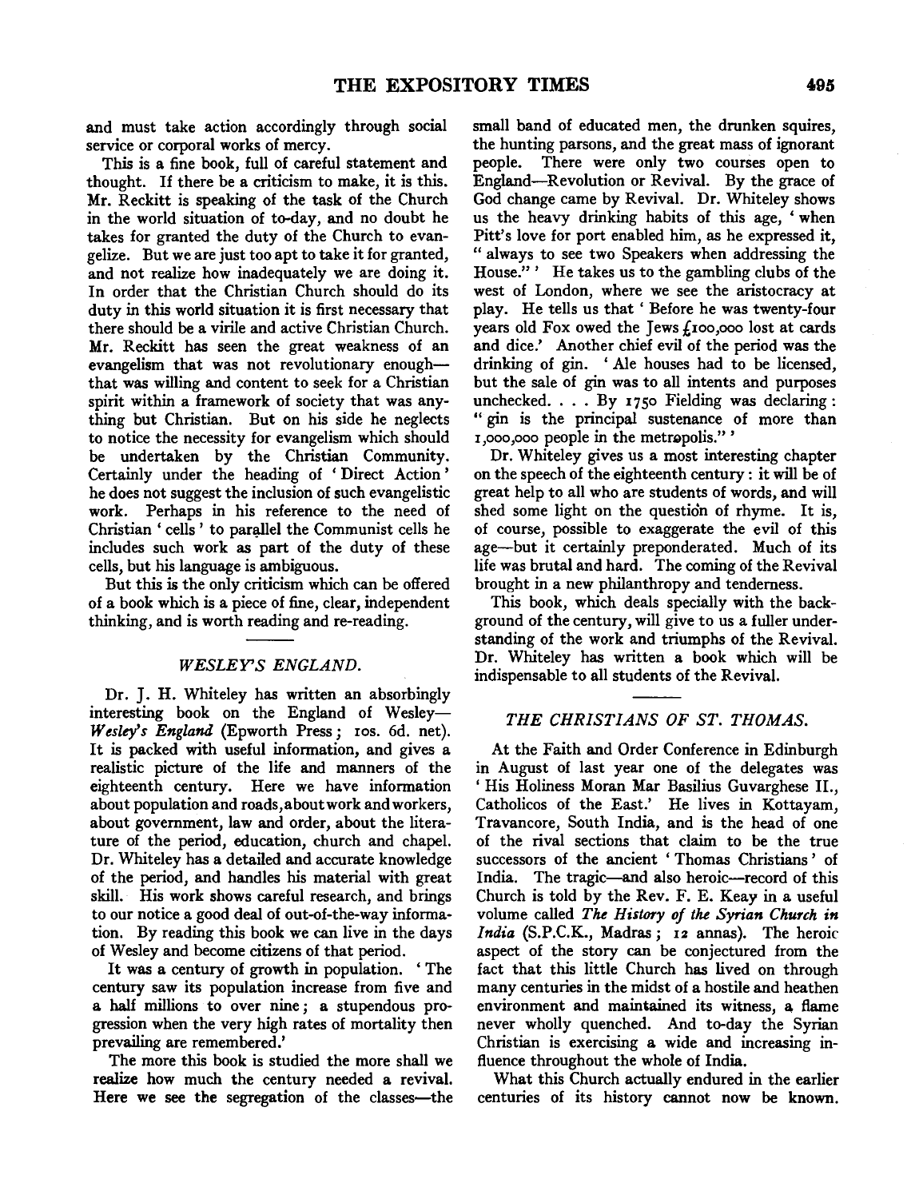and must take action accordingly through social service or corporal works of mercy.

This is a fine book, full of careful statement and thought. If there be a criticism to make, it is this. Mr. Reckitt is speaking of the task of the Church in the world situation of to-day, and no doubt he takes for granted the duty of the Church to evangelize. But we are just too apt to take it for granted, and not realize how inadequately we are doing it. In order that the Christian Church should do its duty in this world situation it is first necessary that there should be a virile and active Christian Church. Mr. Reckitt has seen the great weakness of an evangelism that was not revolutionary enough—that was willing and content to seek for a Christian spirit within a framework of society that was anything but Christian. But on his side he neglects to notice the necessity for evangelism which should be undertaken by the Christian Community. Certainly under the heading of 'Direct Action' he does not suggest the inclusion of such evangelistic work. Perhaps in his reference to the need of Christian 'cells' to parallel the Communist cells he includes such work as part of the duty of these cells, but his language is ambiguous.

But this is the only criticism which can be offered of a book which is a piece of fine, clear, independent thinking, and is worth reading and re-reading.

### *WESLEY'S ENGLAND.*

Dr. J. H. Whiteley has written an absorbingly interesting book on the England of Wesley—*Wesley's England* (Epworth Press; 10s. 6d. net). It is packed with useful information, and gives a realistic picture of the life and manners of the eighteenth century. Here we have information about population and roads, about work and workers, about government, law and order, about the literature of the period, education, church and chapel. Dr. Whiteley has a detailed and accurate knowledge of the period, and handles his material with great skill. His work shows careful research, and brings to our notice a good deal of out-of-the-way information. By reading this book we can live in the days of Wesley and become citizens of that period.

It was a century of growth in population. 'The century saw its population increase from five and a half millions to over nine; a stupendous progression when the very high rates of mortality then prevailing are remembered.'

The more this book is studied the more shall we realize how much the century needed a revival. Here we see the segregation of the classes—the small band of educated men, the drunken squires, the hunting parsons, and the great mass of ignorant people. There were only two courses open to England—Revolution or Revival. By the grace of God change came by Revival. Dr. Whiteley shows us the heavy drinking habits of this age, 'when Pitt's love for port enabled him, as he expressed it, "always to see two Speakers when addressing the House."' He takes us to the gambling clubs of the west of London, where we see the aristocracy at play. He tells us that 'Before he was twenty-four years old Fox owed the Jews £100,000 lost at cards and dice.' Another chief evil of the period was the drinking of gin. 'Ale houses had to be licensed, but the sale of gin was to all intents and purposes unchecked. . . . By 1750 Fielding was declaring: "gin is the principal sustenance of more than 1,000,000 people in the metropolis."'

Dr. Whiteley gives us a most interesting chapter on the speech of the eighteenth century: it will be of great help to all who are students of words, and will shed some light on the question of rhyme. It is, of course, possible to exaggerate the evil of this age—but it certainly preponderated. Much of its life was brutal and hard. The coming of the Revival brought in a new philanthropy and tenderness.

This book, which deals specially with the background of the century, will give to us a fuller understanding of the work and triumphs of the Revival. Dr. Whiteley has written a book which will be indispensable to all students of the Revival.

### *THE CHRISTIANS OF ST. THOMAS.*

At the Faith and Order Conference in Edinburgh in August of last year one of the delegates was 'His Holiness Moran Mar Basilius Guvarghese II., Catholicos of the East.' He lives in Kottayam, Travancore, South India, and is the head of one of the rival sections that claim to be the true successors of the ancient 'Thomas Christians' of India. The tragic—and also heroic—record of this Church is told by the Rev. F. E. Keay in a useful volume called *The History of the Syrian Church in India* (S.P.C.K., Madras; 12 annas). The heroic aspect of the story can be conjectured from the fact that this little Church has lived on through many centuries in the midst of a hostile and heathen environment and maintained its witness, a flame never wholly quenched. And to-day the Syrian Christian is exercising a wide and increasing influence throughout the whole of India.

What this Church actually endured in the earlier centuries of its history cannot now be known.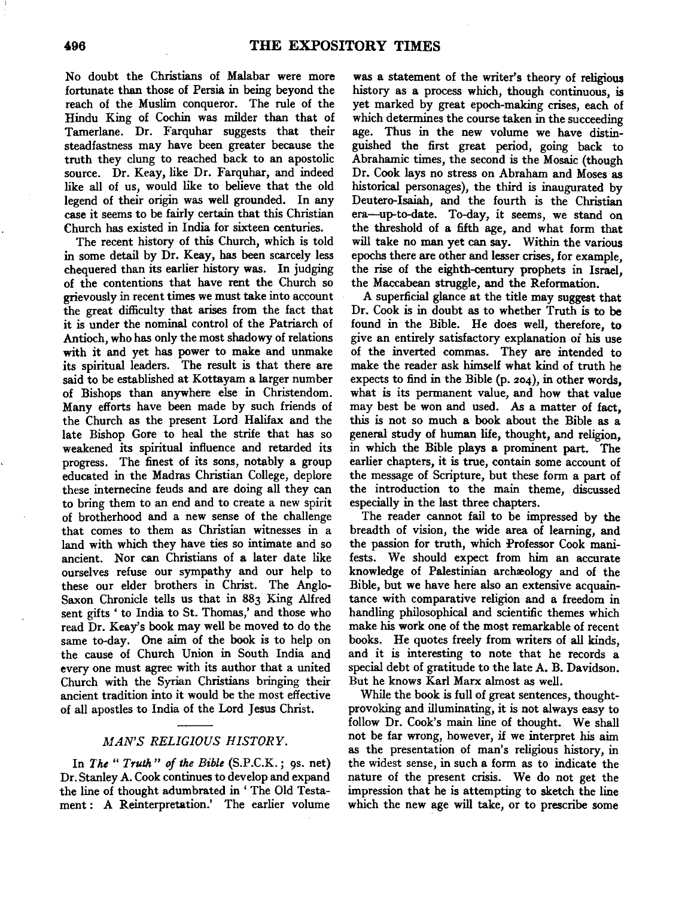No doubt the Christians of Malabar were more fortunate than those of Persia in being beyond the reach of the Muslim conqueror. The rule of the Hindu King of Cochin was milder than that of Tamerlane. Dr. Farquhar suggests that their steadfastness may have been greater because the truth they clung to reached back to an apostolic source. Dr. Keay, like Dr. Farquhar, and indeed like all of us, would like to believe that the old legend of their origin was well grounded. In any case it seems to be fairly certain that this Christian Church has existed in India for sixteen centuries.

The recent history of this Church, which is told in some detail by Dr. Keay, has been scarcely less chequered than its earlier history was. In judging of the contentions that have rent the Church so grievously in recent times we must take into account the great difficulty that arises from the fact that it is under the nominal control of the Patriarch of Antioch, who has only the most shadowy of relations with it and yet has power to make and unmake its spiritual leaders. The result is that there are said to be established at Kottayam a larger number of Bishops than anywhere else in Christendom. Many efforts have been made by such friends of the Church as the present Lord Halifax and the late Bishop Gore to heal the strife that has so weakened its spiritual influence and retarded its progress. The finest of its sons, notably a group educated in the Madras Christian College, deplore these internecine feuds and are doing all they can to bring them to an end and to create a new spirit of brotherhood and a new sense of the challenge that comes to them as Christian witnesses in a land with which they have ties so intimate and so ancient. Nor can Christians of a later date like ourselves refuse our sympathy and our help to these our elder brothers in Christ. The Anglo-Saxon Chronicle tells us that in 883 King Alfred sent gifts 'to India to St. Thomas,' and those who read Dr. Keay's book may well be moved to do the same to-day. One aim of the book is to help on the cause of Church Union in South India and every one must agree with its author that a united Church with the Syrian Christians bringing their ancient tradition into it would be the most effective of all apostles to India of the Lord Jesus Christ.

## *MAN'S RELIGIOUS HISTORY.*

In *The "Truth" of the Bible* (S.P.C.K.; 9s. net) Dr. Stanley A. Cook continues to develop and expand the line of thought adumbrated in 'The Old Testament: A Reinterpretation.' The earlier volume was a statement of the writer's theory of religious history as a process which, though continuous, is yet marked by great epoch-making crises, each of which determines the course taken in the succeeding age. Thus in the new volume we have distinguished the first great period, going back to Abrahamic times, the second is the Mosaic (though Dr. Cook lays no stress on Abraham and Moses as historical personages), the third is inaugurated by Deutero-Isaiah, and the fourth is the Christian era—up-to-date. To-day, it seems, we stand on the threshold of a fifth age, and what form that will take no man yet can say. Within the various epochs there are other and lesser crises, for example, the rise of the eighth-century prophets in Israel, the Maccabean struggle, and the Reformation.

A superficial glance at the title may suggest that Dr. Cook is in doubt as to whether Truth is to be found in the Bible. He does well, therefore, to give an entirely satisfactory explanation of his use of the inverted commas. They are intended to make the reader ask himself what kind of truth he expects to find in the Bible (p. 204), in other words, what is its permanent value, and how that value may best be won and used. As a matter of fact, this is not so much a book about the Bible as a general study of human life, thought, and religion, in which the Bible plays a prominent part. The earlier chapters, it is true, contain some account of the message of Scripture, but these form a part of the introduction to the main theme, discussed especially in the last three chapters.

The reader cannot fail to be impressed by the breadth of vision, the wide area of learning, and the passion for truth, which Professor Cook manifests. We should expect from him an accurate knowledge of Palestinian archæology and of the Bible, but we have here also an extensive acquaintance with comparative religion and a freedom in handling philosophical and scientific themes which make his work one of the most remarkable of recent books. He quotes freely from writers of all kinds, and it is interesting to note that he records a special debt of gratitude to the late A. B. Davidson. But he knows Karl Marx almost as well.

While the book is full of great sentences, thought-provoking and illuminating, it is not always easy to follow Dr. Cook's main line of thought. We shall not be far wrong, however, if we interpret his aim as the presentation of man's religious history, in the widest sense, in such a form as to indicate the nature of the present crisis. We do not get the impression that he is attempting to sketch the line which the new age will take, or to prescribe some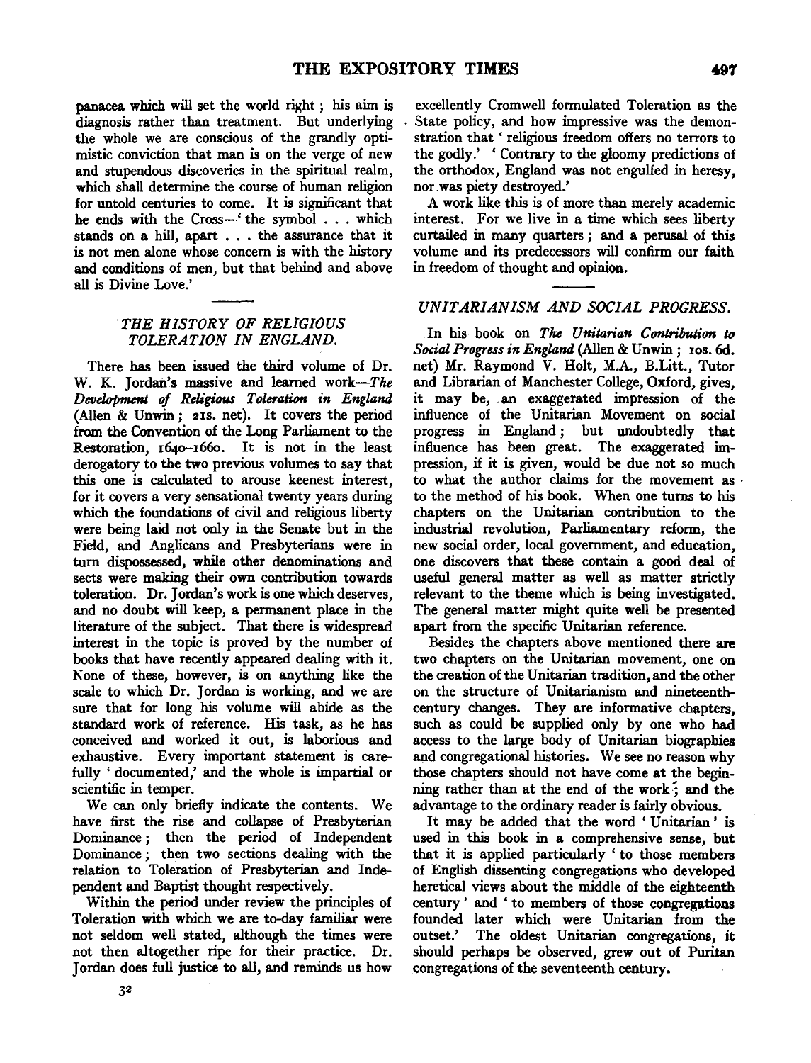panacea which will set the world right; his aim is diagnosis rather than treatment. But underlying the whole we are conscious of the grandly optimistic conviction that man is on the verge of new and stupendous discoveries in the spiritual realm, which shall determine the course of human religion for untold centuries to come. It is significant that he ends with the Cross—'the symbol . . . which stands on a hill, apart . . . the assurance that it is not men alone whose concern is with the history and conditions of men, but that behind and above all is Divine Love.'

## *THE HISTORY OF RELIGIOUS TOLERATION IN ENGLAND.*

There has been issued the third volume of Dr. W. K. Jordan's massive and learned work—*The Development of Religious Toleration in England* (Allen & Unwin; 21s. net). It covers the period from the Convention of the Long Parliament to the Restoration, 1640–1660. It is not in the least derogatory to the two previous volumes to say that this one is calculated to arouse keenest interest, for it covers a very sensational twenty years during which the foundations of civil and religious liberty were being laid not only in the Senate but in the Field, and Anglicans and Presbyterians were in turn dispossessed, while other denominations and sects were making their own contribution towards toleration. Dr. Jordan's work is one which deserves, and no doubt will keep, a permanent place in the literature of the subject. That there is widespread interest in the topic is proved by the number of books that have recently appeared dealing with it. None of these, however, is on anything like the scale to which Dr. Jordan is working, and we are sure that for long his volume will abide as the standard work of reference. His task, as he has conceived and worked it out, is laborious and exhaustive. Every important statement is carefully 'documented,' and the whole is impartial or scientific in temper.

We can only briefly indicate the contents. We have first the rise and collapse of Presbyterian Dominance; then the period of Independent Dominance; then two sections dealing with the relation to Toleration of Presbyterian and Independent and Baptist thought respectively.

Within the period under review the principles of Toleration with which we are to-day familiar were not seldom well stated, although the times were not then altogether ripe for their practice. Dr. Jordan does full justice to all, and reminds us how excellently Cromwell formulated Toleration as the State policy, and how impressive was the demonstration that 'religious freedom offers no terrors to the godly.' 'Contrary to the gloomy predictions of the orthodox, England was not engulfed in heresy, nor was piety destroyed.'

A work like this is of more than merely academic interest. For we live in a time which sees liberty curtailed in many quarters; and a perusal of this volume and its predecessors will confirm our faith in freedom of thought and opinion.

## *UNITARIANISM AND SOCIAL PROGRESS.*

In his book on *The Unitarian Contribution to Social Progress in England* (Allen & Unwin; 10s. 6d. net) Mr. Raymond V. Holt, M.A., B.Litt., Tutor and Librarian of Manchester College, Oxford, gives, it may be, an exaggerated impression of the influence of the Unitarian Movement on social progress in England; but undoubtedly that influence has been great. The exaggerated impression, if it is given, would be due not so much to what the author claims for the movement as to the method of his book. When one turns to his chapters on the Unitarian contribution to the industrial revolution, Parliamentary reform, the new social order, local government, and education, one discovers that these contain a good deal of useful general matter as well as matter strictly relevant to the theme which is being investigated. The general matter might quite well be presented apart from the specific Unitarian reference.

Besides the chapters above mentioned there are two chapters on the Unitarian movement, one on the creation of the Unitarian tradition, and the other on the structure of Unitarianism and nineteenth-century changes. They are informative chapters, such as could be supplied only by one who had access to the large body of Unitarian biographies and congregational histories. We see no reason why those chapters should not have come at the beginning rather than at the end of the work; and the advantage to the ordinary reader is fairly obvious.

It may be added that the word 'Unitarian' is used in this book in a comprehensive sense, but that it is applied particularly 'to those members of English dissenting congregations who developed heretical views about the middle of the eighteenth century' and 'to members of those congregations founded later which were Unitarian from the outset.' The oldest Unitarian congregations, it should perhaps be observed, grew out of Puritan congregations of the seventeenth century.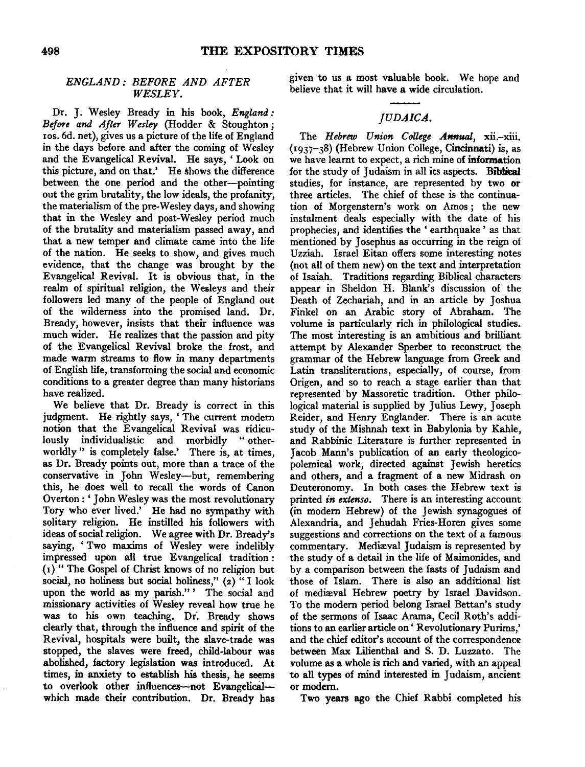### *ENGLAND: BEFORE AND AFTER WESLEY.*

Dr. J. Wesley Bready in his book, *England: Before and After Wesley* (Hodder & Stoughton; 10s. 6d. net), gives us a picture of the life of England in the days before and after the coming of Wesley and the Evangelical Revival. He says, 'Look on this picture, and on that.' He shows the difference between the one period and the other—pointing out the grim brutality, the low ideals, the profanity, the materialism of the pre-Wesley days, and showing that in the Wesley and post-Wesley period much of the brutality and materialism passed away, and that a new temper and climate came into the life of the nation. He seeks to show, and gives much evidence, that the change was brought by the Evangelical Revival. It is obvious that, in the realm of spiritual religion, the Wesleys and their followers led many of the people of England out of the wilderness into the promised land. Dr. Bready, however, insists that their influence was much wider. He realizes that the passion and pity of the Evangelical Revival broke the frost, and made warm streams to flow in many departments of English life, transforming the social and economic conditions to a greater degree than many historians have realized.

We believe that Dr. Bready is correct in this judgment. He rightly says, 'The current modern notion that the Evangelical Revival was ridiculously individualistic and morbidly "other-worldly" is completely false.' There is, at times, as Dr. Bready points out, more than a trace of the conservative in John Wesley—but, remembering this, he does well to recall the words of Canon Overton: 'John Wesley was the most revolutionary Tory who ever lived.' He had no sympathy with solitary religion. He instilled his followers with ideas of social religion. We agree with Dr. Bready's saying, 'Two maxims of Wesley were indelibly impressed upon all true Evangelical tradition: (1) "The Gospel of Christ knows of no religion but social, no holiness but social holiness," (2) "I look upon the world as my parish."' The social and missionary activities of Wesley reveal how true he was to his own teaching. Dr. Bready shows clearly that, through the influence and spirit of the Revival, hospitals were built, the slave-trade was stopped, the slaves were freed, child-labour was abolished, factory legislation was introduced. At times, in anxiety to establish his thesis, he seems to overlook other influences—not Evangelical—which made their contribution. Dr. Bready has given to us a most valuable book. We hope and believe that it will have a wide circulation.

### *JUDAICA.*

The *Hebrew Union College Annual*, xii.–xiii. (1937–38) (Hebrew Union College, Cincinnati) is, as we have learnt to expect, a rich mine of information for the study of Judaism in all its aspects. Biblical studies, for instance, are represented by two or three articles. The chief of these is the continuation of Morgenstern's work on Amos; the new instalment deals especially with the date of his prophecies, and identifies the 'earthquake' as that mentioned by Josephus as occurring in the reign of Uzziah. Israel Eitan offers some interesting notes (not all of them new) on the text and interpretation of Isaiah. Traditions regarding Biblical characters appear in Sheldon H. Blank's discussion of the Death of Zechariah, and in an article by Joshua Finkel on an Arabic story of Abraham. The volume is particularly rich in philological studies. The most interesting is an ambitious and brilliant attempt by Alexander Sperber to reconstruct the grammar of the Hebrew language from Greek and Latin transliterations, especially, of course, from Origen, and so to reach a stage earlier than that represented by Massoretic tradition. Other philological material is supplied by Julius Lewy, Joseph Reider, and Henry Englander. There is an acute study of the Mishnah text in Babylonia by Kahle, and Rabbinic Literature is further represented in Jacob Mann's publication of an early theologico-polemical work, directed against Jewish heretics and others, and a fragment of a new Midrash on Deuteronomy. In both cases the Hebrew text is printed *in extenso*. There is an interesting account (in modern Hebrew) of the Jewish synagogues of Alexandria, and Jehudah Fries-Horen gives some suggestions and corrections on the text of a famous commentary. Mediæval Judaism is represented by the study of a detail in the life of Maimonides, and by a comparison between the fasts of Judaism and those of Islam. There is also an additional list of mediæval Hebrew poetry by Israel Davidson. To the modern period belong Israel Bettan's study of the sermons of Isaac Arama, Cecil Roth's additions to an earlier article on 'Revolutionary Purims,' and the chief editor's account of the correspondence between Max Lilienthal and S. D. Luzzato. The volume as a whole is rich and varied, with an appeal to all types of mind interested in Judaism, ancient or modern.

Two years ago the Chief Rabbi completed his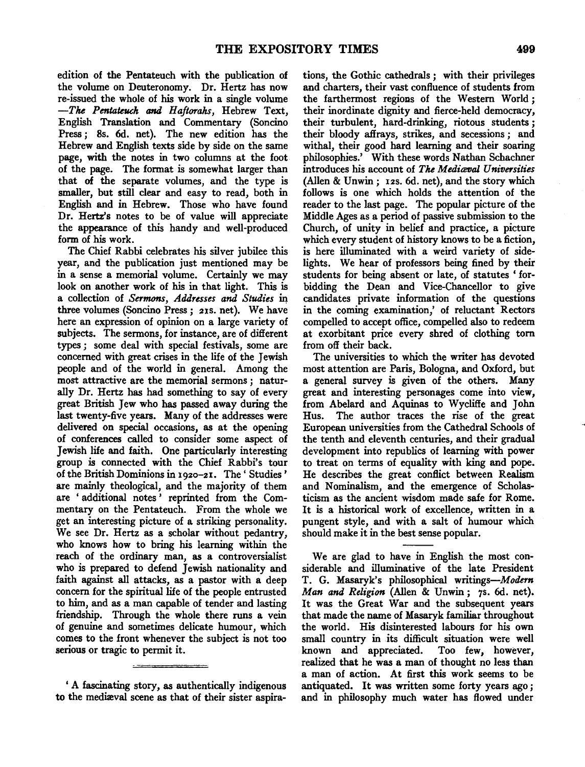edition of the Pentateuch with the publication of the volume on Deuteronomy. Dr. Hertz has now re-issued the whole of his work in a single volume —*The Pentateuch and Haftorahs*, Hebrew Text, English Translation and Commentary (Soncino Press; 8s. 6d. net). The new edition has the Hebrew and English texts side by side on the same page, with the notes in two columns at the foot of the page. The format is somewhat larger than that of the separate volumes, and the type is smaller, but still clear and easy to read, both in English and in Hebrew. Those who have found Dr. Hertz's notes to be of value will appreciate the appearance of this handy and well-produced form of his work.

The Chief Rabbi celebrates his silver jubilee this year, and the publication just mentioned may be in a sense a memorial volume. Certainly we may look on another work of his in that light. This is a collection of *Sermons, Addresses and Studies* in three volumes (Soncino Press; 21s. net). We have here an expression of opinion on a large variety of subjects. The sermons, for instance, are of different types; some deal with special festivals, some are concerned with great crises in the life of the Jewish people and of the world in general. Among the most attractive are the memorial sermons; naturally Dr. Hertz has had something to say of every great British Jew who has passed away during the last twenty-five years. Many of the addresses were delivered on special occasions, as at the opening of conferences called to consider some aspect of Jewish life and faith. One particularly interesting group is connected with the Chief Rabbi's tour of the British Dominions in 1920–21. The 'Studies' are mainly theological, and the majority of them are 'additional notes' reprinted from the Commentary on the Pentateuch. From the whole we get an interesting picture of a striking personality. We see Dr. Hertz as a scholar without pedantry, who knows how to bring his learning within the reach of the ordinary man, as a controversialist who is prepared to defend Jewish nationality and faith against all attacks, as a pastor with a deep concern for the spiritual life of the people entrusted to him, and as a man capable of tender and lasting friendship. Through the whole there runs a vein of genuine and sometimes delicate humour, which comes to the front whenever the subject is not too serious or tragic to permit it.

---

'A fascinating story, as authentically indigenous to the mediæval scene as that of their sister aspirations, the Gothic cathedrals; with their privileges and charters, their vast confluence of students from the farthermost regions of the Western World; their inordinate dignity and fierce-held democracy, their turbulent, hard-drinking, riotous students; their bloody affrays, strikes, and secessions; and withal, their good hard learning and their soaring philosophies.' With these words Nathan Schachner introduces his account of *The Mediæval Universities* (Allen & Unwin; 12s. 6d. net), and the story which follows is one which holds the attention of the reader to the last page. The popular picture of the Middle Ages as a period of passive submission to the Church, of unity in belief and practice, a picture which every student of history knows to be a fiction, is here illuminated with a weird variety of sidelights. We hear of professors being fined by their students for being absent or late, of statutes 'forbidding the Dean and Vice-Chancellor to give candidates private information of the questions in the coming examination,' of reluctant Rectors compelled to accept office, compelled also to redeem at exorbitant price every shred of clothing torn from off their back.

The universities to which the writer has devoted most attention are Paris, Bologna, and Oxford, but a general survey is given of the others. Many great and interesting personages come into view, from Abelard and Aquinas to Wycliffe and John Hus. The author traces the rise of the great European universities from the Cathedral Schools of the tenth and eleventh centuries, and their gradual development into republics of learning with power to treat on terms of equality with king and pope. He describes the great conflict between Realism and Nominalism, and the emergence of Scholasticism as the ancient wisdom made safe for Rome. It is a historical work of excellence, written in a pungent style, and with a salt of humour which should make it in the best sense popular.

---

We are glad to have in English the most considerable and illuminative of the late President T. G. Masaryk's philosophical writings—*Modern Man and Religion* (Allen & Unwin; 7s. 6d. net). It was the Great War and the subsequent years that made the name of Masaryk familiar throughout the world. His disinterested labours for his own small country in its difficult situation were well known and appreciated. Too few, however, realized that he was a man of thought no less than a man of action. At first this work seems to be antiquated. It was written some forty years ago; and in philosophy much water has flowed under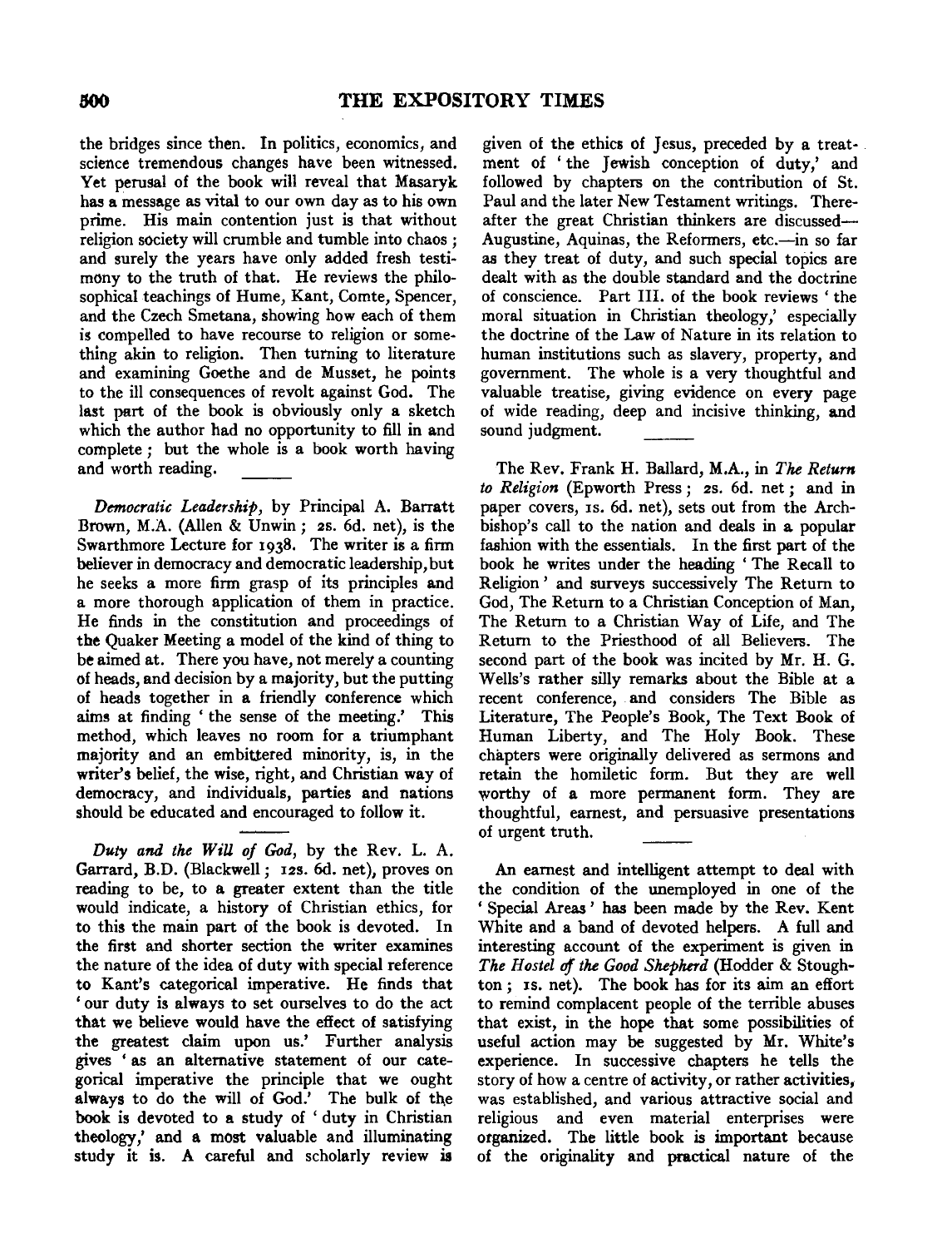the bridges since then. In politics, economics, and science tremendous changes have been witnessed. Yet perusal of the book will reveal that Masaryk has a message as vital to our own day as to his own prime. His main contention just is that without religion society will crumble and tumble into chaos; and surely the years have only added fresh testimony to the truth of that. He reviews the philosophical teachings of Hume, Kant, Comte, Spencer, and the Czech Smetana, showing how each of them is compelled to have recourse to religion or something akin to religion. Then turning to literature and examining Goethe and de Musset, he points to the ill consequences of revolt against God. The last part of the book is obviously only a sketch which the author had no opportunity to fill in and complete; but the whole is a book worth having and worth reading.

---

*Democratic Leadership*, by Principal A. Barratt Brown, M.A. (Allen & Unwin; 2s. 6d. net), is the Swarthmore Lecture for 1938. The writer is a firm believer in democracy and democratic leadership, but he seeks a more firm grasp of its principles and a more thorough application of them in practice. He finds in the constitution and proceedings of the Quaker Meeting a model of the kind of thing to be aimed at. There you have, not merely a counting of heads, and decision by a majority, but the putting of heads together in a friendly conference which aims at finding 'the sense of the meeting.' This method, which leaves no room for a triumphant majority and an embittered minority, is, in the writer's belief, the wise, right, and Christian way of democracy, and individuals, parties and nations should be educated and encouraged to follow it.

---

*Duty and the Will of God*, by the Rev. L. A. Garrard, B.D. (Blackwell; 12s. 6d. net), proves on reading to be, to a greater extent than the title would indicate, a history of Christian ethics, for to this the main part of the book is devoted. In the first and shorter section the writer examines the nature of the idea of duty with special reference to Kant's categorical imperative. He finds that 'our duty is always to set ourselves to do the act that we believe would have the effect of satisfying the greatest claim upon us.' Further analysis gives 'as an alternative statement of our categorical imperative the principle that we ought always to do the will of God.' The bulk of the book is devoted to a study of 'duty in Christian theology,' and a most valuable and illuminating study it is. A careful and scholarly review is given of the ethics of Jesus, preceded by a treatment of 'the Jewish conception of duty,' and followed by chapters on the contribution of St. Paul and the later New Testament writings. Thereafter the great Christian thinkers are discussed—Augustine, Aquinas, the Reformers, etc.—in so far as they treat of duty, and such special topics are dealt with as the double standard and the doctrine of conscience. Part III. of the book reviews 'the moral situation in Christian theology,' especially the doctrine of the Law of Nature in its relation to human institutions such as slavery, property, and government. The whole is a very thoughtful and valuable treatise, giving evidence on every page of wide reading, deep and incisive thinking, and sound judgment.

---

The Rev. Frank H. Ballard, M.A., in *The Return to Religion* (Epworth Press; 2s. 6d. net; and in paper covers, 1s. 6d. net), sets out from the Archbishop's call to the nation and deals in a popular fashion with the essentials. In the first part of the book he writes under the heading 'The Recall to Religion' and surveys successively The Return to God, The Return to a Christian Conception of Man, The Return to a Christian Way of Life, and The Return to the Priesthood of all Believers. The second part of the book was incited by Mr. H. G. Wells's rather silly remarks about the Bible at a recent conference, and considers The Bible as Literature, The People's Book, The Text Book of Human Liberty, and The Holy Book. These chapters were originally delivered as sermons and retain the homiletic form. But they are well worthy of a more permanent form. They are thoughtful, earnest, and persuasive presentations of urgent truth.

---

An earnest and intelligent attempt to deal with the condition of the unemployed in one of the 'Special Areas' has been made by the Rev. Kent White and a band of devoted helpers. A full and interesting account of the experiment is given in *The Hostel of the Good Shepherd* (Hodder & Stoughton; 1s. net). The book has for its aim an effort to remind complacent people of the terrible abuses that exist, in the hope that some possibilities of useful action may be suggested by Mr. White's experience. In successive chapters he tells the story of how a centre of activity, or rather activities, was established, and various attractive social and religious and even material enterprises were organized. The little book is important because of the originality and practical nature of the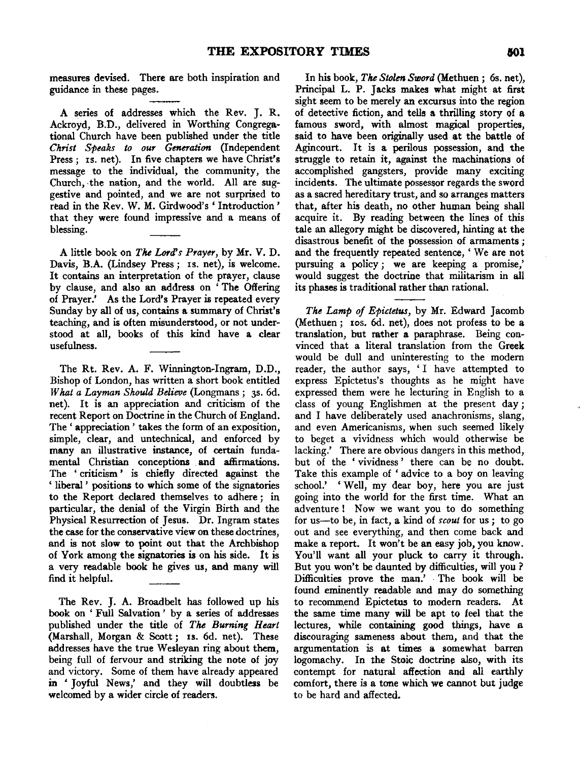measures devised. There are both inspiration and guidance in these pages.

A series of addresses which the Rev. J. R. Ackroyd, B.D., delivered in Worthing Congregational Church have been published under the title *Christ Speaks to our Generation* (Independent Press; 1s. net). In five chapters we have Christ's message to the individual, the community, the Church, the nation, and the world. All are suggestive and pointed, and we are not surprised to read in the Rev. W. M. Girdwood's 'Introduction' that they were found impressive and a means of blessing.

A little book on *The Lord's Prayer*, by Mr. V. D. Davis, B.A. (Lindsey Press; 1s. net), is welcome. It contains an interpretation of the prayer, clause by clause, and also an address on 'The Offering of Prayer.' As the Lord's Prayer is repeated every Sunday by all of us, contains a summary of Christ's teaching, and is often misunderstood, or not understood at all, books of this kind have a clear usefulness.

The Rt. Rev. A. F. Winnington-Ingram, D.D., Bishop of London, has written a short book entitled *What a Layman Should Believe* (Longmans; 3s. 6d. net). It is an appreciation and criticism of the recent Report on Doctrine in the Church of England. The 'appreciation' takes the form of an exposition, simple, clear, and untechnical, and enforced by many an illustrative instance, of certain fundamental Christian conceptions and affirmations. The 'criticism' is chiefly directed against the 'liberal' positions to which some of the signatories to the Report declared themselves to adhere; in particular, the denial of the Virgin Birth and the Physical Resurrection of Jesus. Dr. Ingram states the case for the conservative view on these doctrines, and is not slow to point out that the Archbishop of York among the signatories is on his side. It is a very readable book he gives us, and many will find it helpful.

The Rev. J. A. Broadbelt has followed up his book on 'Full Salvation' by a series of addresses published under the title of *The Burning Heart* (Marshall, Morgan & Scott; 1s. 6d. net). These addresses have the true Wesleyan ring about them, being full of fervour and striking the note of joy and victory. Some of them have already appeared in 'Joyful News,' and they will doubtless be welcomed by a wider circle of readers.

In his book, *The Stolen Sword* (Methuen; 6s. net), Principal L. P. Jacks makes what might at first sight seem to be merely an excursus into the region of detective fiction, and tells a thrilling story of a famous sword, with almost magical properties, said to have been originally used at the battle of Agincourt. It is a perilous possession, and the struggle to retain it, against the machinations of accomplished gangsters, provide many exciting incidents. The ultimate possessor regards the sword as a sacred hereditary trust, and so arranges matters that, after his death, no other human being shall acquire it. By reading between the lines of this tale an allegory might be discovered, hinting at the disastrous benefit of the possession of armaments; and the frequently repeated sentence, 'We are not pursuing a policy; we are keeping a promise,' would suggest the doctrine that militarism in all its phases is traditional rather than rational.

*The Lamp of Epictetus*, by Mr. Edward Jacomb (Methuen; 10s. 6d. net), does not profess to be a translation, but rather a paraphrase. Being convinced that a literal translation from the Greek would be dull and uninteresting to the modern reader, the author says, 'I have attempted to express Epictetus's thoughts as he might have expressed them were he lecturing in English to a class of young Englishmen at the present day; and I have deliberately used anachronisms, slang, and even Americanisms, when such seemed likely to beget a vividness which would otherwise be lacking.' There are obvious dangers in this method, but of the 'vividness' there can be no doubt. Take this example of 'advice to a boy on leaving school.' 'Well, my dear boy, here you are just going into the world for the first time. What an adventure! Now we want you to do something for us—to be, in fact, a kind of *scout* for us; to go out and see everything, and then come back and make a report. It won't be an easy job, you know. You'll want all your pluck to carry it through. But you won't be daunted by difficulties, will you? Difficulties prove the man.' The book will be found eminently readable and may do something to recommend Epictetus to modern readers. At the same time many will be apt to feel that the lectures, while containing good things, have a discouraging sameness about them, and that the argumentation is at times a somewhat barren logomachy. In the Stoic doctrine also, with its contempt for natural affection and all earthly comfort, there is a tone which we cannot but judge to be hard and affected.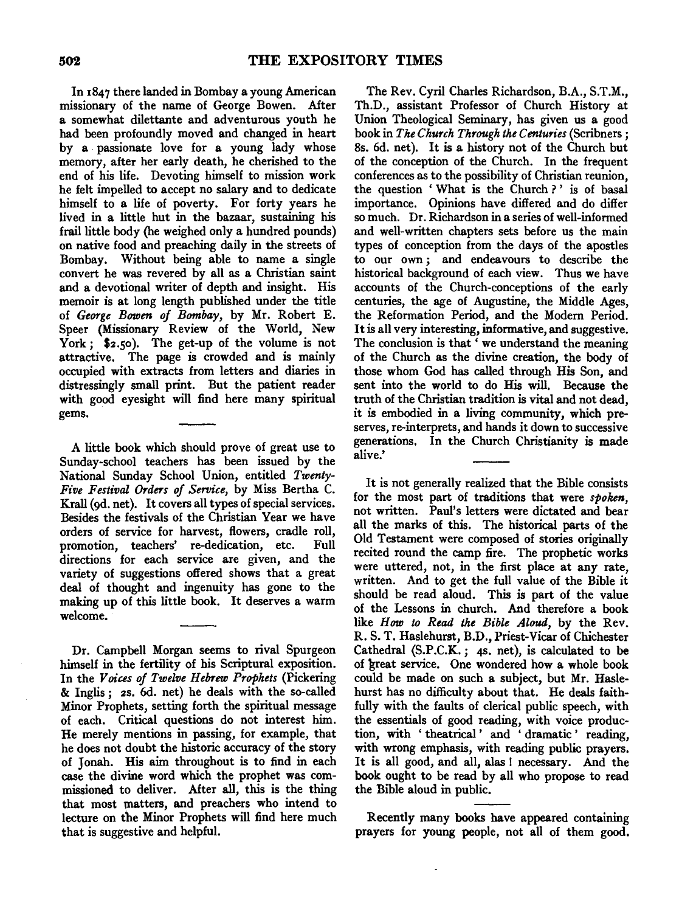In 1847 there landed in Bombay a young American missionary of the name of George Bowen. After a somewhat dilettante and adventurous youth he had been profoundly moved and changed in heart by a passionate love for a young lady whose memory, after her early death, he cherished to the end of his life. Devoting himself to mission work he felt impelled to accept no salary and to dedicate himself to a life of poverty. For forty years he lived in a little hut in the bazaar, sustaining his frail little body (he weighed only a hundred pounds) on native food and preaching daily in the streets of Bombay. Without being able to name a single convert he was revered by all as a Christian saint and a devotional writer of depth and insight. His memoir is at long length published under the title of *George Bowen of Bombay*, by Mr. Robert E. Speer (Missionary Review of the World, New York; $2.50). The get-up of the volume is not attractive. The page is crowded and is mainly occupied with extracts from letters and diaries in distressingly small print. But the patient reader with good eyesight will find here many spiritual gems.

---

A little book which should prove of great use to Sunday-school teachers has been issued by the National Sunday School Union, entitled *Twenty-Five Festival Orders of Service*, by Miss Bertha C. Krall (9d. net). It covers all types of special services. Besides the festivals of the Christian Year we have orders of service for harvest, flowers, cradle roll, promotion, teachers' re-dedication, etc. Full directions for each service are given, and the variety of suggestions offered shows that a great deal of thought and ingenuity has gone to the making up of this little book. It deserves a warm welcome.

---

Dr. Campbell Morgan seems to rival Spurgeon himself in the fertility of his Scriptural exposition. In the *Voices of Twelve Hebrew Prophets* (Pickering & Inglis; 2s. 6d. net) he deals with the so-called Minor Prophets, setting forth the spiritual message of each. Critical questions do not interest him. He merely mentions in passing, for example, that he does not doubt the historic accuracy of the story of Jonah. His aim throughout is to find in each case the divine word which the prophet was commissioned to deliver. After all, this is the thing that most matters, and preachers who intend to lecture on the Minor Prophets will find here much that is suggestive and helpful.

The Rev. Cyril Charles Richardson, B.A., S.T.M., Th.D., assistant Professor of Church History at Union Theological Seminary, has given us a good book in *The Church Through the Centuries* (Scribners; 8s. 6d. net). It is a history not of the Church but of the conception of the Church. In the frequent conferences as to the possibility of Christian reunion, the question 'What is the Church?' is of basal importance. Opinions have differed and do differ so much. Dr. Richardson in a series of well-informed and well-written chapters sets before us the main types of conception from the days of the apostles to our own; and endeavours to describe the historical background of each view. Thus we have accounts of the Church-conceptions of the early centuries, the age of Augustine, the Middle Ages, the Reformation Period, and the Modern Period. It is all very interesting, informative, and suggestive. The conclusion is that 'we understand the meaning of the Church as the divine creation, the body of those whom God has called through His Son, and sent into the world to do His will. Because the truth of the Christian tradition is vital and not dead, it is embodied in a living community, which preserves, re-interprets, and hands it down to successive generations. In the Church Christianity is made alive.'

---

It is not generally realized that the Bible consists for the most part of traditions that were *spoken*, not written. Paul's letters were dictated and bear all the marks of this. The historical parts of the Old Testament were composed of stories originally recited round the camp fire. The prophetic works were uttered, not, in the first place at any rate, written. And to get the full value of the Bible it should be read aloud. This is part of the value of the Lessons in church. And therefore a book like *How to Read the Bible Aloud*, by the Rev. R. S. T. Haslehurst, B.D., Priest-Vicar of Chichester Cathedral (S.P.C.K.; 4s. net), is calculated to be of great service. One wondered how a whole book could be made on such a subject, but Mr. Haslehurst has no difficulty about that. He deals faithfully with the faults of clerical public speech, with the essentials of good reading, with voice production, with 'theatrical' and 'dramatic' reading, with wrong emphasis, with reading public prayers. It is all good, and all, alas! necessary. And the book ought to be read by all who propose to read the Bible aloud in public.

---

Recently many books have appeared containing prayers for young people, not all of them good.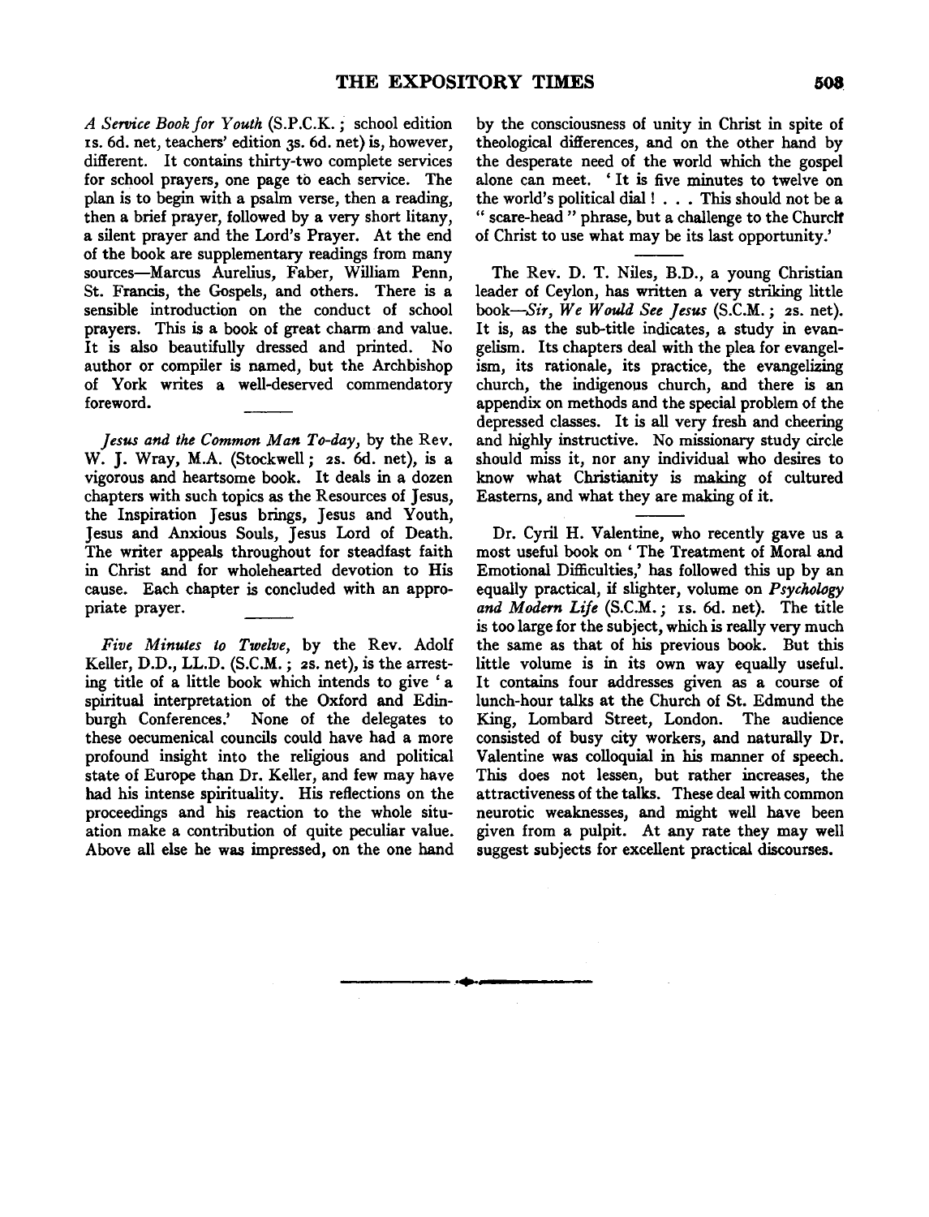*A Service Book for Youth* (S.P.C.K.; school edition 1s. 6d. net, teachers' edition 3s. 6d. net) is, however, different. It contains thirty-two complete services for school prayers, one page to each service. The plan is to begin with a psalm verse, then a reading, then a brief prayer, followed by a very short litany, a silent prayer and the Lord's Prayer. At the end of the book are supplementary readings from many sources—Marcus Aurelius, Faber, William Penn, St. Francis, the Gospels, and others. There is a sensible introduction on the conduct of school prayers. This is a book of great charm and value. It is also beautifully dressed and printed. No author or compiler is named, but the Archbishop of York writes a well-deserved commendatory foreword.

---

*Jesus and the Common Man To-day*, by the Rev. W. J. Wray, M.A. (Stockwell; 2s. 6d. net), is a vigorous and heartsome book. It deals in a dozen chapters with such topics as the Resources of Jesus, the Inspiration Jesus brings, Jesus and Youth, Jesus and Anxious Souls, Jesus Lord of Death. The writer appeals throughout for steadfast faith in Christ and for wholehearted devotion to His cause. Each chapter is concluded with an appropriate prayer.

---

*Five Minutes to Twelve*, by the Rev. Adolf Keller, D.D., LL.D. (S.C.M.; 2s. net), is the arresting title of a little book which intends to give 'a spiritual interpretation of the Oxford and Edinburgh Conferences.' None of the delegates to these oecumenical councils could have had a more profound insight into the religious and political state of Europe than Dr. Keller, and few may have had his intense spirituality. His reflections on the proceedings and his reaction to the whole situation make a contribution of quite peculiar value. Above all else he was impressed, on the one hand by the consciousness of unity in Christ in spite of theological differences, and on the other hand by the desperate need of the world which the gospel alone can meet. 'It is five minutes to twelve on the world's political dial! . . . This should not be a "scare-head" phrase, but a challenge to the Church of Christ to use what may be its last opportunity.'

---

The Rev. D. T. Niles, B.D., a young Christian leader of Ceylon, has written a very striking little book—*Sir, We Would See Jesus* (S.C.M.; 2s. net). It is, as the sub-title indicates, a study in evangelism. Its chapters deal with the plea for evangelism, its rationale, its practice, the evangelizing church, the indigenous church, and there is an appendix on methods and the special problem of the depressed classes. It is all very fresh and cheering and highly instructive. No missionary study circle should miss it, nor any individual who desires to know what Christianity is making of cultured Easterns, and what they are making of it.

---

Dr. Cyril H. Valentine, who recently gave us a most useful book on 'The Treatment of Moral and Emotional Difficulties,' has followed this up by an equally practical, if slighter, volume on *Psychology and Modern Life* (S.C.M.; 1s. 6d. net). The title is too large for the subject, which is really very much the same as that of his previous book. But this little volume is in its own way equally useful. It contains four addresses given as a course of lunch-hour talks at the Church of St. Edmund the King, Lombard Street, London. The audience consisted of busy city workers, and naturally Dr. Valentine was colloquial in his manner of speech. This does not lessen, but rather increases, the attractiveness of the talks. These deal with common neurotic weaknesses, and might well have been given from a pulpit. At any rate they may well suggest subjects for excellent practical discourses.